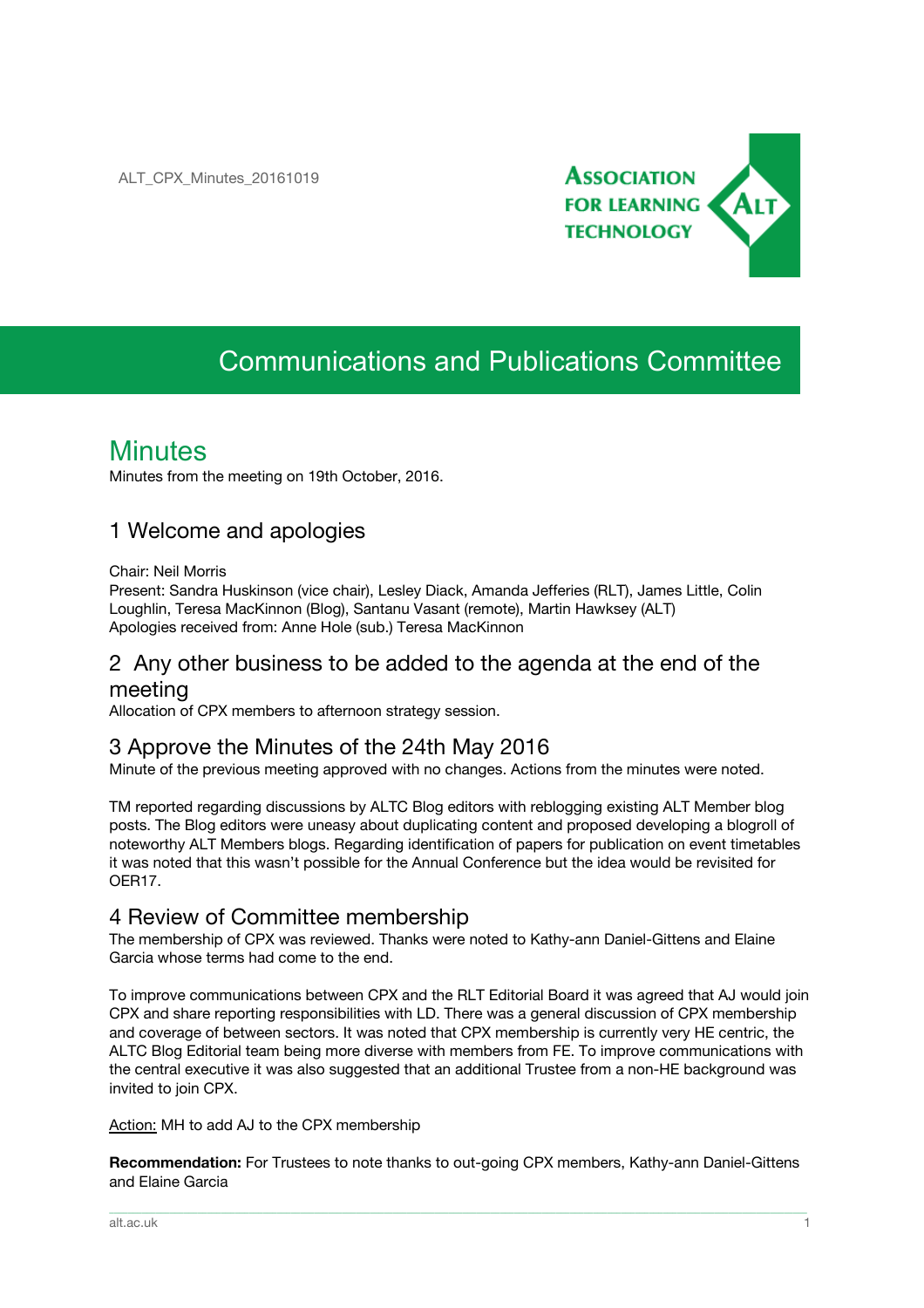ALT_CPX_Minutes_20161019

# Communications and Publications Committee

## Minutes

Minutes from the meeting on 19th October, 2016.

### 1 Welcome and apologies

Chair: Neil Morris
Present: Sandra Huskinson (vice chair), Lesley Diack, Amanda Jefferies (RLT), James Little, Colin Loughlin, Teresa MacKinnon (Blog), Santanu Vasant (remote), Martin Hawksey (ALT)
Apologies received from: Anne Hole (sub.) Teresa MacKinnon

### 2 Any other business to be added to the agenda at the end of the meeting

Allocation of CPX members to afternoon strategy session.

### 3 Approve the Minutes of the 24th May 2016

Minute of the previous meeting approved with no changes. Actions from the minutes were noted.

TM reported regarding discussions by ALTC Blog editors with reblogging existing ALT Member blog posts. The Blog editors were uneasy about duplicating content and proposed developing a blogroll of noteworthy ALT Members blogs. Regarding identification of papers for publication on event timetables it was noted that this wasn't possible for the Annual Conference but the idea would be revisited for OER17.

### 4 Review of Committee membership

The membership of CPX was reviewed. Thanks were noted to Kathy-ann Daniel-Gittens and Elaine Garcia whose terms had come to the end.

To improve communications between CPX and the RLT Editorial Board it was agreed that AJ would join CPX and share reporting responsibilities with LD. There was a general discussion of CPX membership and coverage of between sectors. It was noted that CPX membership is currently very HE centric, the ALTC Blog Editorial team being more diverse with members from FE. To improve communications with the central executive it was also suggested that an additional Trustee from a non-HE background was invited to join CPX.

<u>Action:</u> MH to add AJ to the CPX membership

**Recommendation:** For Trustees to note thanks to out-going CPX members, Kathy-ann Daniel-Gittens and Elaine Garcia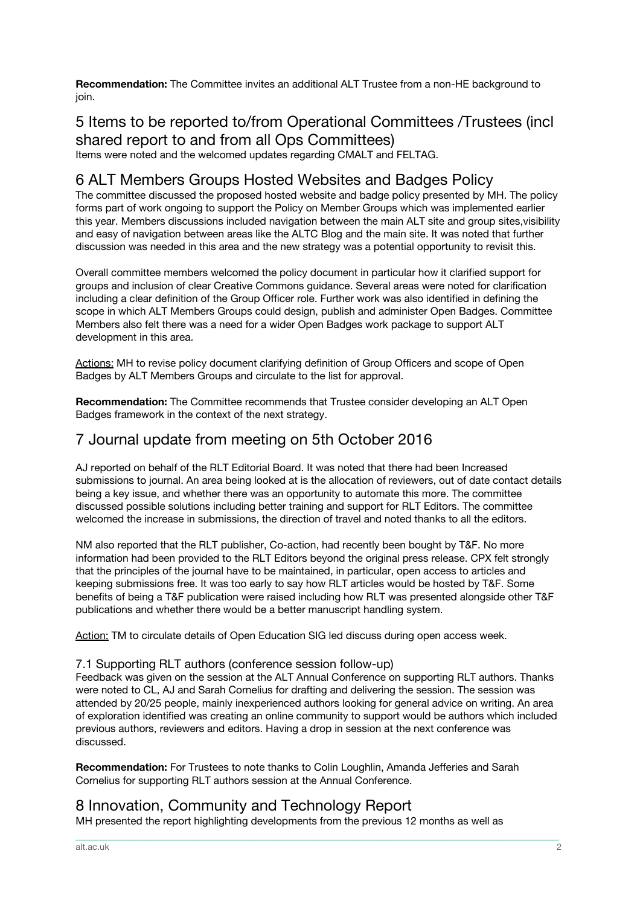**Recommendation:** The Committee invites an additional ALT Trustee from a non-HE background to join.

## 5 Items to be reported to/from Operational Committees /Trustees (incl shared report to and from all Ops Committees)

Items were noted and the welcomed updates regarding CMALT and FELTAG.

## 6 ALT Members Groups Hosted Websites and Badges Policy

The committee discussed the proposed hosted website and badge policy presented by MH. The policy forms part of work ongoing to support the Policy on Member Groups which was implemented earlier this year. Members discussions included navigation between the main ALT site and group sites,visibility and easy of navigation between areas like the ALTC Blog and the main site. It was noted that further discussion was needed in this area and the new strategy was a potential opportunity to revisit this.

Overall committee members welcomed the policy document in particular how it clarified support for groups and inclusion of clear Creative Commons guidance. Several areas were noted for clarification including a clear definition of the Group Officer role. Further work was also identified in defining the scope in which ALT Members Groups could design, publish and administer Open Badges. Committee Members also felt there was a need for a wider Open Badges work package to support ALT development in this area.

Actions: MH to revise policy document clarifying definition of Group Officers and scope of Open Badges by ALT Members Groups and circulate to the list for approval.

**Recommendation:** The Committee recommends that Trustee consider developing an ALT Open Badges framework in the context of the next strategy.

## 7 Journal update from meeting on 5th October 2016

AJ reported on behalf of the RLT Editorial Board. It was noted that there had been Increased submissions to journal. An area being looked at is the allocation of reviewers, out of date contact details being a key issue, and whether there was an opportunity to automate this more. The committee discussed possible solutions including better training and support for RLT Editors. The committee welcomed the increase in submissions, the direction of travel and noted thanks to all the editors.

NM also reported that the RLT publisher, Co-action, had recently been bought by T&F. No more information had been provided to the RLT Editors beyond the original press release. CPX felt strongly that the principles of the journal have to be maintained, in particular, open access to articles and keeping submissions free. It was too early to say how RLT articles would be hosted by T&F. Some benefits of being a T&F publication were raised including how RLT was presented alongside other T&F publications and whether there would be a better manuscript handling system.

Action: TM to circulate details of Open Education SIG led discuss during open access week.

### 7.1 Supporting RLT authors (conference session follow-up)

Feedback was given on the session at the ALT Annual Conference on supporting RLT authors. Thanks were noted to CL, AJ and Sarah Cornelius for drafting and delivering the session. The session was attended by 20/25 people, mainly inexperienced authors looking for general advice on writing. An area of exploration identified was creating an online community to support would be authors which included previous authors, reviewers and editors. Having a drop in session at the next conference was discussed.

**Recommendation:** For Trustees to note thanks to Colin Loughlin, Amanda Jefferies and Sarah Cornelius for supporting RLT authors session at the Annual Conference.

## 8 Innovation, Community and Technology Report

MH presented the report highlighting developments from the previous 12 months as well as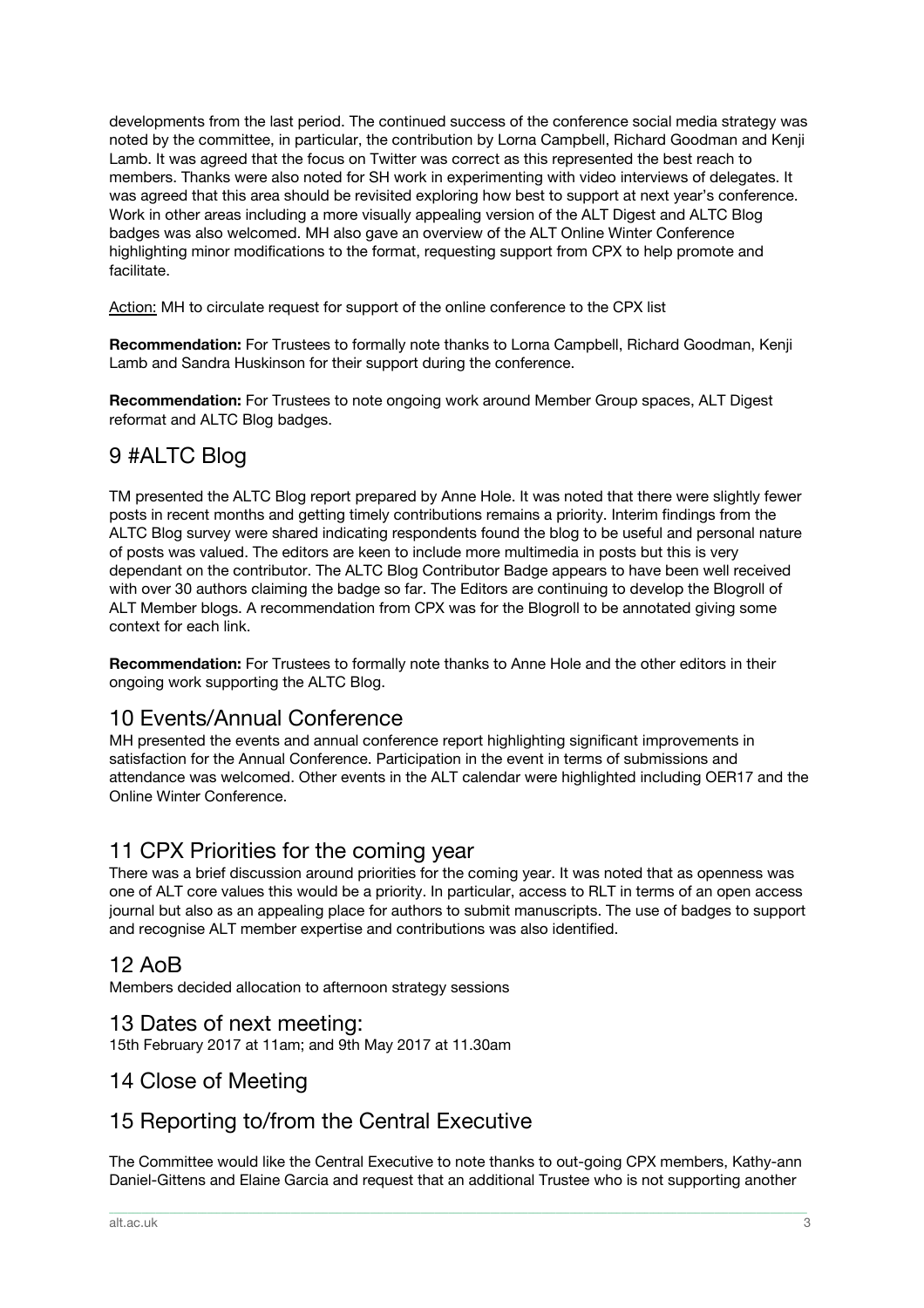developments from the last period. The continued success of the conference social media strategy was noted by the committee, in particular, the contribution by Lorna Campbell, Richard Goodman and Kenji Lamb. It was agreed that the focus on Twitter was correct as this represented the best reach to members. Thanks were also noted for SH work in experimenting with video interviews of delegates. It was agreed that this area should be revisited exploring how best to support at next year's conference. Work in other areas including a more visually appealing version of the ALT Digest and ALTC Blog badges was also welcomed. MH also gave an overview of the ALT Online Winter Conference highlighting minor modifications to the format, requesting support from CPX to help promote and facilitate.

Action: MH to circulate request for support of the online conference to the CPX list

**Recommendation:** For Trustees to formally note thanks to Lorna Campbell, Richard Goodman, Kenji Lamb and Sandra Huskinson for their support during the conference.

**Recommendation:** For Trustees to note ongoing work around Member Group spaces, ALT Digest reformat and ALTC Blog badges.

## 9 #ALTC Blog

TM presented the ALTC Blog report prepared by Anne Hole. It was noted that there were slightly fewer posts in recent months and getting timely contributions remains a priority. Interim findings from the ALTC Blog survey were shared indicating respondents found the blog to be useful and personal nature of posts was valued. The editors are keen to include more multimedia in posts but this is very dependant on the contributor. The ALTC Blog Contributor Badge appears to have been well received with over 30 authors claiming the badge so far. The Editors are continuing to develop the Blogroll of ALT Member blogs. A recommendation from CPX was for the Blogroll to be annotated giving some context for each link.

**Recommendation:** For Trustees to formally note thanks to Anne Hole and the other editors in their ongoing work supporting the ALTC Blog.

## 10 Events/Annual Conference

MH presented the events and annual conference report highlighting significant improvements in satisfaction for the Annual Conference. Participation in the event in terms of submissions and attendance was welcomed. Other events in the ALT calendar were highlighted including OER17 and the Online Winter Conference.

## 11 CPX Priorities for the coming year

There was a brief discussion around priorities for the coming year. It was noted that as openness was one of ALT core values this would be a priority. In particular, access to RLT in terms of an open access journal but also as an appealing place for authors to submit manuscripts. The use of badges to support and recognise ALT member expertise and contributions was also identified.

## 12 AoB

Members decided allocation to afternoon strategy sessions

## 13 Dates of next meeting:

15th February 2017 at 11am; and 9th May 2017 at 11.30am

## 14 Close of Meeting

## 15 Reporting to/from the Central Executive

The Committee would like the Central Executive to note thanks to out-going CPX members, Kathy-ann Daniel-Gittens and Elaine Garcia and request that an additional Trustee who is not supporting another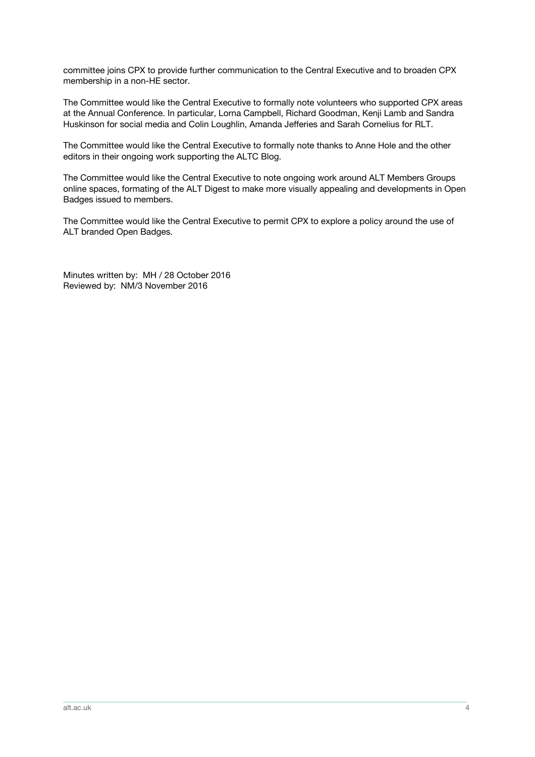committee joins CPX to provide further communication to the Central Executive and to broaden CPX membership in a non-HE sector.

The Committee would like the Central Executive to formally note volunteers who supported CPX areas at the Annual Conference. In particular, Lorna Campbell, Richard Goodman, Kenji Lamb and Sandra Huskinson for social media and Colin Loughlin, Amanda Jefferies and Sarah Cornelius for RLT.

The Committee would like the Central Executive to formally note thanks to Anne Hole and the other editors in their ongoing work supporting the ALTC Blog.

The Committee would like the Central Executive to note ongoing work around ALT Members Groups online spaces, formating of the ALT Digest to make more visually appealing and developments in Open Badges issued to members.

The Committee would like the Central Executive to permit CPX to explore a policy around the use of ALT branded Open Badges.

Minutes written by: MH / 28 October 2016
Reviewed by: NM/3 November 2016